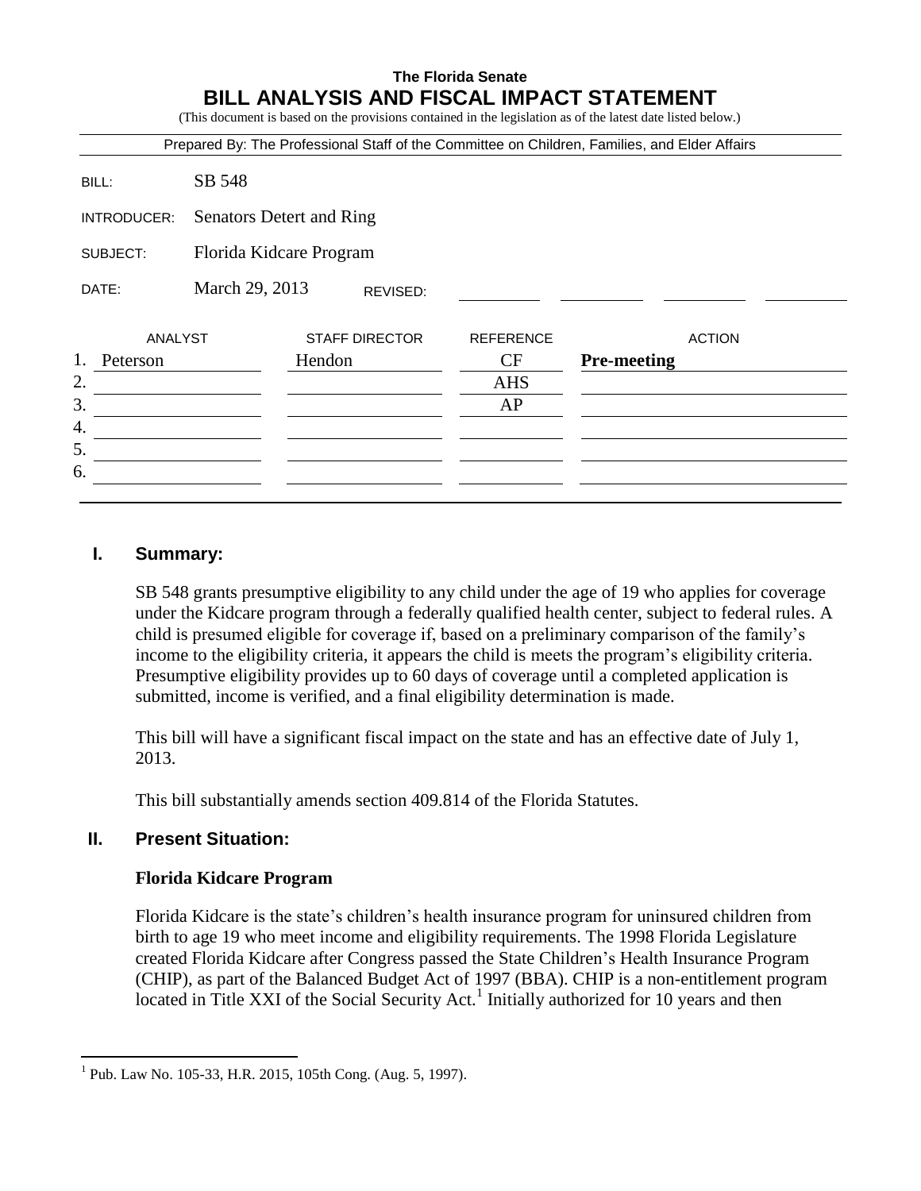**The Florida Senate**

# BILL ANALYSIS AND FISCAL IMPACT STATEMENT

(This document is based on the provisions contained in the legislation as of the latest date listed below.)

Prepared By: The Professional Staff of the Committee on Children, Families, and Elder Affairs

| | |
|---|---|
| BILL: | SB 548 |
| INTRODUCER: | Senators Detert and Ring |
| SUBJECT: | Florida Kidcare Program |
| DATE: | March 29, 2013 REVISED: |

| | ANALYST | STAFF DIRECTOR | REFERENCE | ACTION |
|---|---|---|---|---|
| 1. | Peterson | Hendon | CF | **Pre-meeting** |
| 2. | | | AHS | |
| 3. | | | AP | |
| 4. | | | | |
| 5. | | | | |
| 6. | | | | |

## I. Summary:

SB 548 grants presumptive eligibility to any child under the age of 19 who applies for coverage under the Kidcare program through a federally qualified health center, subject to federal rules. A child is presumed eligible for coverage if, based on a preliminary comparison of the family's income to the eligibility criteria, it appears the child is meets the program's eligibility criteria. Presumptive eligibility provides up to 60 days of coverage until a completed application is submitted, income is verified, and a final eligibility determination is made.

This bill will have a significant fiscal impact on the state and has an effective date of July 1, 2013.

This bill substantially amends section 409.814 of the Florida Statutes.

## II. Present Situation:

### Florida Kidcare Program

Florida Kidcare is the state's children's health insurance program for uninsured children from birth to age 19 who meet income and eligibility requirements. The 1998 Florida Legislature created Florida Kidcare after Congress passed the State Children's Health Insurance Program (CHIP), as part of the Balanced Budget Act of 1997 (BBA). CHIP is a non-entitlement program located in Title XXI of the Social Security Act.[1] Initially authorized for 10 years and then

---

[1] Pub. Law No. 105-33, H.R. 2015, 105th Cong. (Aug. 5, 1997).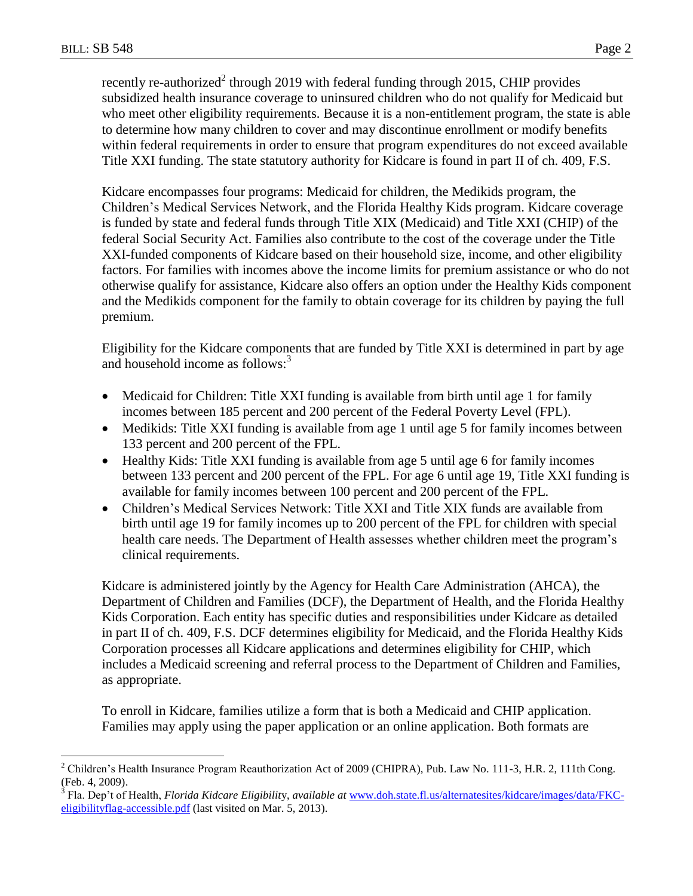recently re-authorized[2] through 2019 with federal funding through 2015, CHIP provides subsidized health insurance coverage to uninsured children who do not qualify for Medicaid but who meet other eligibility requirements. Because it is a non-entitlement program, the state is able to determine how many children to cover and may discontinue enrollment or modify benefits within federal requirements in order to ensure that program expenditures do not exceed available Title XXI funding. The state statutory authority for Kidcare is found in part II of ch. 409, F.S.

Kidcare encompasses four programs: Medicaid for children, the Medikids program, the Children's Medical Services Network, and the Florida Healthy Kids program. Kidcare coverage is funded by state and federal funds through Title XIX (Medicaid) and Title XXI (CHIP) of the federal Social Security Act. Families also contribute to the cost of the coverage under the Title XXI-funded components of Kidcare based on their household size, income, and other eligibility factors. For families with incomes above the income limits for premium assistance or who do not otherwise qualify for assistance, Kidcare also offers an option under the Healthy Kids component and the Medikids component for the family to obtain coverage for its children by paying the full premium.

Eligibility for the Kidcare components that are funded by Title XXI is determined in part by age and household income as follows:[3]

- Medicaid for Children: Title XXI funding is available from birth until age 1 for family incomes between 185 percent and 200 percent of the Federal Poverty Level (FPL).
- Medikids: Title XXI funding is available from age 1 until age 5 for family incomes between 133 percent and 200 percent of the FPL.
- Healthy Kids: Title XXI funding is available from age 5 until age 6 for family incomes between 133 percent and 200 percent of the FPL. For age 6 until age 19, Title XXI funding is available for family incomes between 100 percent and 200 percent of the FPL.
- Children's Medical Services Network: Title XXI and Title XIX funds are available from birth until age 19 for family incomes up to 200 percent of the FPL for children with special health care needs. The Department of Health assesses whether children meet the program's clinical requirements.

Kidcare is administered jointly by the Agency for Health Care Administration (AHCA), the Department of Children and Families (DCF), the Department of Health, and the Florida Healthy Kids Corporation. Each entity has specific duties and responsibilities under Kidcare as detailed in part II of ch. 409, F.S. DCF determines eligibility for Medicaid, and the Florida Healthy Kids Corporation processes all Kidcare applications and determines eligibility for CHIP, which includes a Medicaid screening and referral process to the Department of Children and Families, as appropriate.

To enroll in Kidcare, families utilize a form that is both a Medicaid and CHIP application. Families may apply using the paper application or an online application. Both formats are

---

[2] Children's Health Insurance Program Reauthorization Act of 2009 (CHIPRA), Pub. Law No. 111-3, H.R. 2, 111th Cong. (Feb. 4, 2009).

[3] Fla. Dep't of Health, *Florida Kidcare Eligibility*, *available at* www.doh.state.fl.us/alternatesites/kidcare/images/data/FKC-eligibilityflag-accessible.pdf (last visited on Mar. 5, 2013).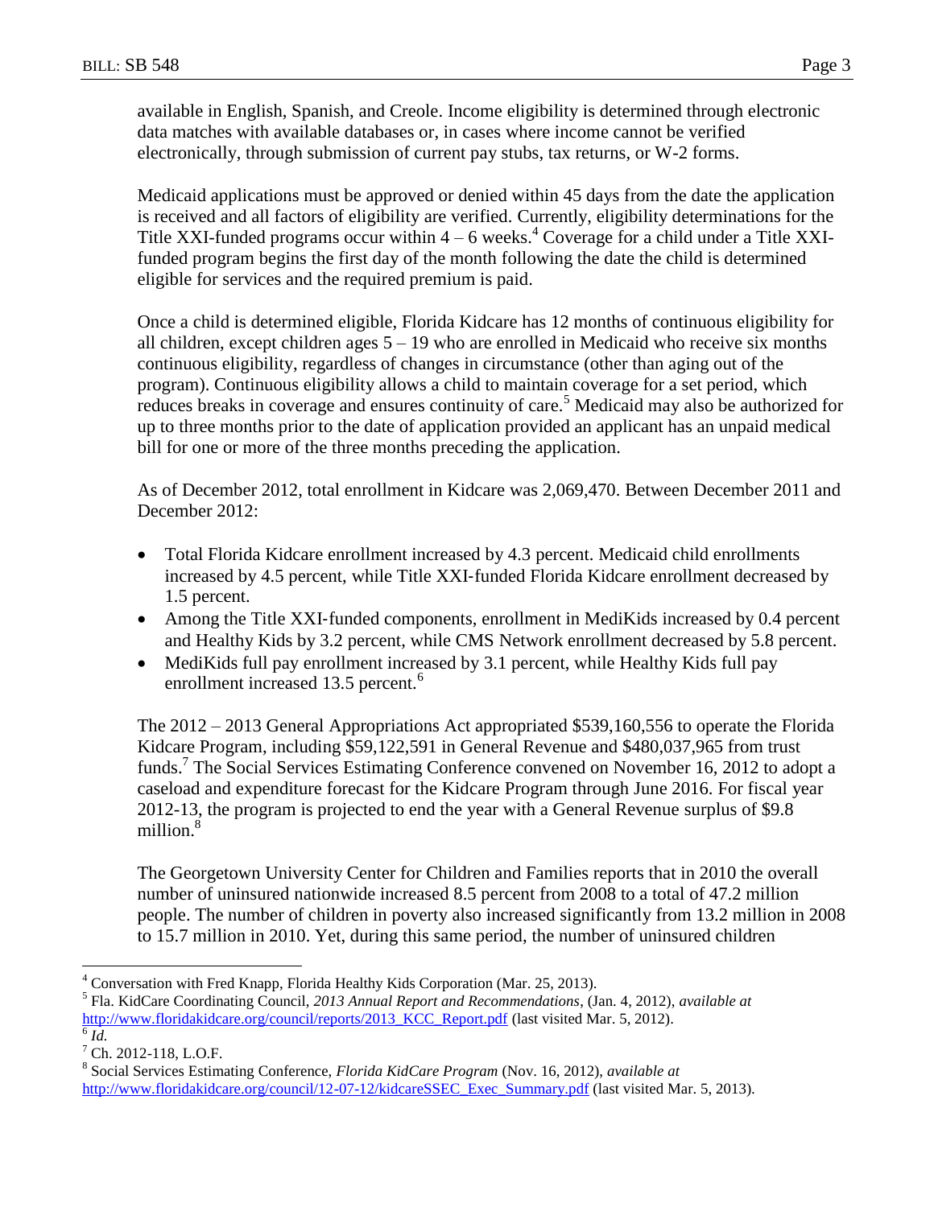available in English, Spanish, and Creole. Income eligibility is determined through electronic data matches with available databases or, in cases where income cannot be verified electronically, through submission of current pay stubs, tax returns, or W-2 forms.

Medicaid applications must be approved or denied within 45 days from the date the application is received and all factors of eligibility are verified. Currently, eligibility determinations for the Title XXI-funded programs occur within 4 – 6 weeks.[4] Coverage for a child under a Title XXI-funded program begins the first day of the month following the date the child is determined eligible for services and the required premium is paid.

Once a child is determined eligible, Florida Kidcare has 12 months of continuous eligibility for all children, except children ages 5 – 19 who are enrolled in Medicaid who receive six months continuous eligibility, regardless of changes in circumstance (other than aging out of the program). Continuous eligibility allows a child to maintain coverage for a set period, which reduces breaks in coverage and ensures continuity of care.[5] Medicaid may also be authorized for up to three months prior to the date of application provided an applicant has an unpaid medical bill for one or more of the three months preceding the application.

As of December 2012, total enrollment in Kidcare was 2,069,470. Between December 2011 and December 2012:

- Total Florida Kidcare enrollment increased by 4.3 percent. Medicaid child enrollments increased by 4.5 percent, while Title XXI-funded Florida Kidcare enrollment decreased by 1.5 percent.
- Among the Title XXI-funded components, enrollment in MediKids increased by 0.4 percent and Healthy Kids by 3.2 percent, while CMS Network enrollment decreased by 5.8 percent.
- MediKids full pay enrollment increased by 3.1 percent, while Healthy Kids full pay enrollment increased 13.5 percent.[6]

The 2012 – 2013 General Appropriations Act appropriated $539,160,556 to operate the Florida Kidcare Program, including $59,122,591 in General Revenue and $480,037,965 from trust funds.[7] The Social Services Estimating Conference convened on November 16, 2012 to adopt a caseload and expenditure forecast for the Kidcare Program through June 2016. For fiscal year 2012-13, the program is projected to end the year with a General Revenue surplus of $9.8 million.[8]

The Georgetown University Center for Children and Families reports that in 2010 the overall number of uninsured nationwide increased 8.5 percent from 2008 to a total of 47.2 million people. The number of children in poverty also increased significantly from 13.2 million in 2008 to 15.7 million in 2010. Yet, during this same period, the number of uninsured children

---

[4] Conversation with Fred Knapp, Florida Healthy Kids Corporation (Mar. 25, 2013).

[5] Fla. KidCare Coordinating Council, *2013 Annual Report and Recommendations*, (Jan. 4, 2012), *available at* http://www.floridakidcare.org/council/reports/2013_KCC_Report.pdf (last visited Mar. 5, 2012).

[6] *Id.*

[7] Ch. 2012-118, L.O.F.

[8] Social Services Estimating Conference, *Florida KidCare Program* (Nov. 16, 2012), *available at* http://www.floridakidcare.org/council/12-07-12/kidcareSSEC_Exec_Summary.pdf (last visited Mar. 5, 2013).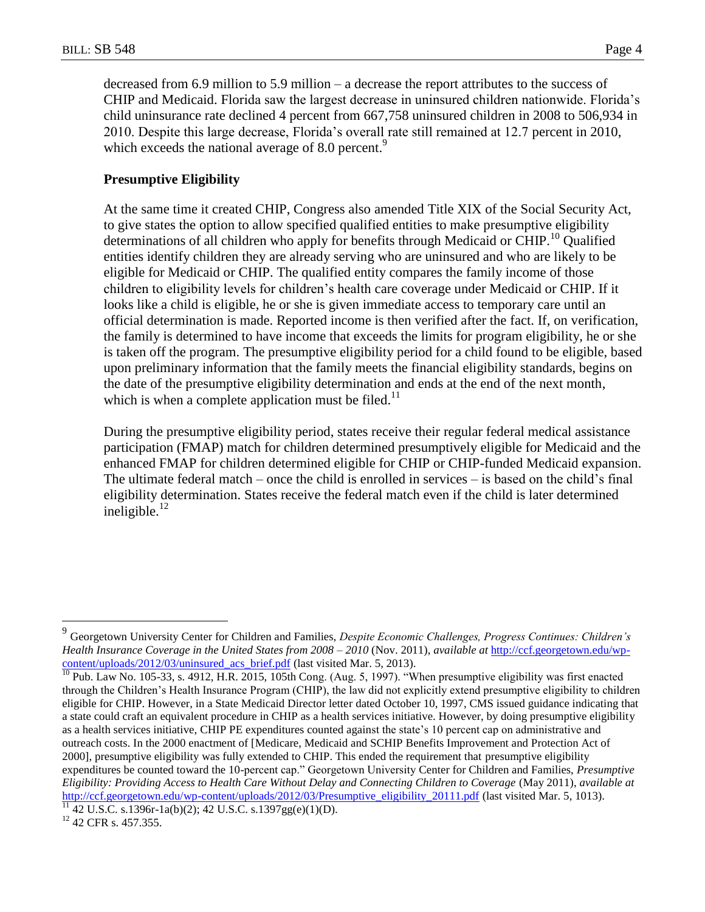decreased from 6.9 million to 5.9 million – a decrease the report attributes to the success of CHIP and Medicaid. Florida saw the largest decrease in uninsured children nationwide. Florida's child uninsurance rate declined 4 percent from 667,758 uninsured children in 2008 to 506,934 in 2010. Despite this large decrease, Florida's overall rate still remained at 12.7 percent in 2010, which exceeds the national average of 8.0 percent.[9]

**Presumptive Eligibility**

At the same time it created CHIP, Congress also amended Title XIX of the Social Security Act, to give states the option to allow specified qualified entities to make presumptive eligibility determinations of all children who apply for benefits through Medicaid or CHIP.[10] Qualified entities identify children they are already serving who are uninsured and who are likely to be eligible for Medicaid or CHIP. The qualified entity compares the family income of those children to eligibility levels for children's health care coverage under Medicaid or CHIP. If it looks like a child is eligible, he or she is given immediate access to temporary care until an official determination is made. Reported income is then verified after the fact. If, on verification, the family is determined to have income that exceeds the limits for program eligibility, he or she is taken off the program. The presumptive eligibility period for a child found to be eligible, based upon preliminary information that the family meets the financial eligibility standards, begins on the date of the presumptive eligibility determination and ends at the end of the next month, which is when a complete application must be filed.[11]

During the presumptive eligibility period, states receive their regular federal medical assistance participation (FMAP) match for children determined presumptively eligible for Medicaid and the enhanced FMAP for children determined eligible for CHIP or CHIP-funded Medicaid expansion. The ultimate federal match – once the child is enrolled in services – is based on the child's final eligibility determination. States receive the federal match even if the child is later determined ineligible.[12]

---

[9] Georgetown University Center for Children and Families, *Despite Economic Challenges, Progress Continues: Children's Health Insurance Coverage in the United States from 2008 – 2010* (Nov. 2011), *available at* http://ccf.georgetown.edu/wp-content/uploads/2012/03/uninsured_acs_brief.pdf (last visited Mar. 5, 2013).

[10] Pub. Law No. 105-33, s. 4912, H.R. 2015, 105th Cong. (Aug. 5, 1997). "When presumptive eligibility was first enacted through the Children's Health Insurance Program (CHIP), the law did not explicitly extend presumptive eligibility to children eligible for CHIP. However, in a State Medicaid Director letter dated October 10, 1997, CMS issued guidance indicating that a state could craft an equivalent procedure in CHIP as a health services initiative. However, by doing presumptive eligibility as a health services initiative, CHIP PE expenditures counted against the state's 10 percent cap on administrative and outreach costs. In the 2000 enactment of [Medicare, Medicaid and SCHIP Benefits Improvement and Protection Act of 2000], presumptive eligibility was fully extended to CHIP. This ended the requirement that presumptive eligibility expenditures be counted toward the 10-percent cap." Georgetown University Center for Children and Families, *Presumptive Eligibility: Providing Access to Health Care Without Delay and Connecting Children to Coverage* (May 2011), *available at* http://ccf.georgetown.edu/wp-content/uploads/2012/03/Presumptive_eligibility_20111.pdf (last visited Mar. 5, 1013).

[11] 42 U.S.C. s.1396r-1a(b)(2); 42 U.S.C. s.1397gg(e)(1)(D).

[12] 42 CFR s. 457.355.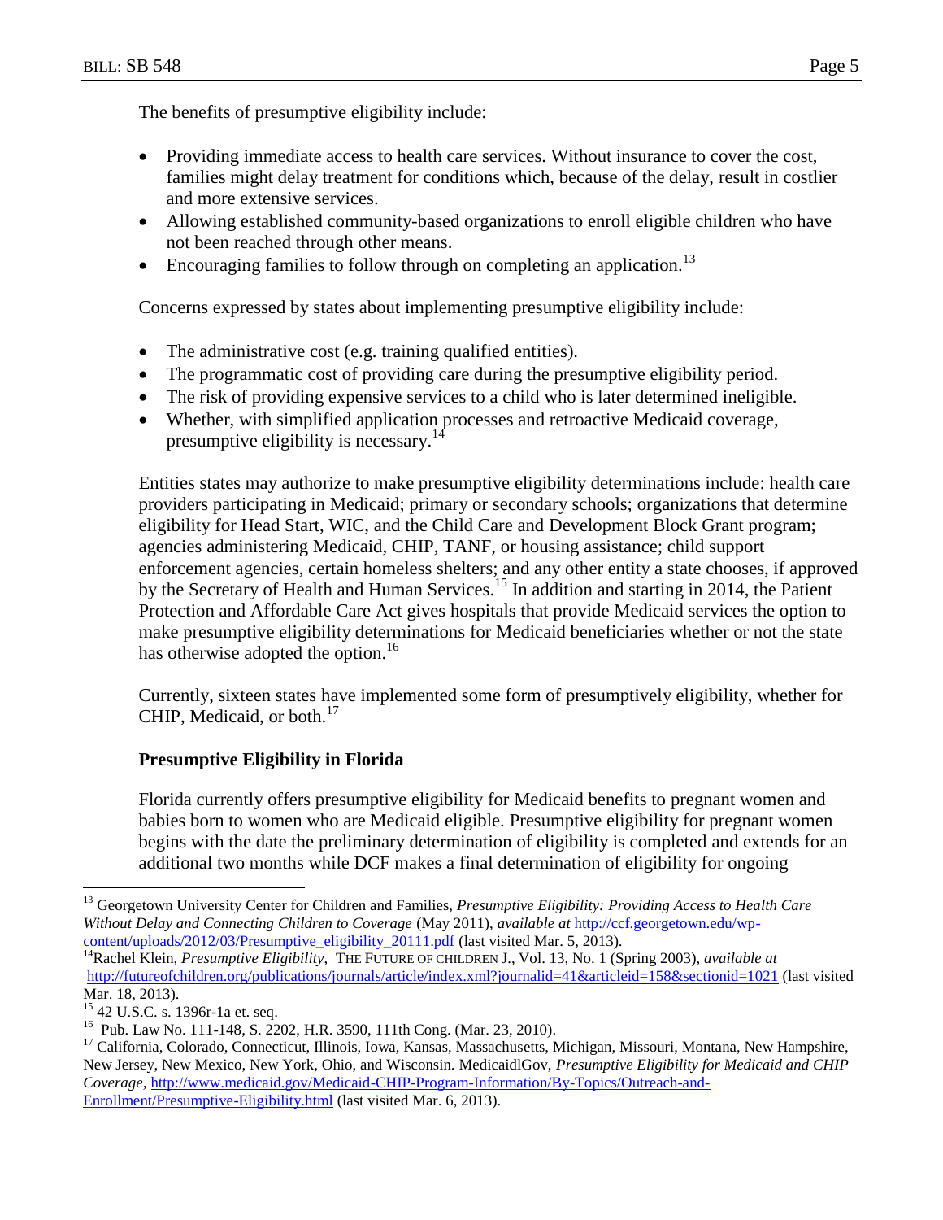The benefits of presumptive eligibility include:

- Providing immediate access to health care services. Without insurance to cover the cost, families might delay treatment for conditions which, because of the delay, result in costlier and more extensive services.
- Allowing established community-based organizations to enroll eligible children who have not been reached through other means.
- Encouraging families to follow through on completing an application.[13]

Concerns expressed by states about implementing presumptive eligibility include:

- The administrative cost (e.g. training qualified entities).
- The programmatic cost of providing care during the presumptive eligibility period.
- The risk of providing expensive services to a child who is later determined ineligible.
- Whether, with simplified application processes and retroactive Medicaid coverage, presumptive eligibility is necessary.[14]

Entities states may authorize to make presumptive eligibility determinations include: health care providers participating in Medicaid; primary or secondary schools; organizations that determine eligibility for Head Start, WIC, and the Child Care and Development Block Grant program; agencies administering Medicaid, CHIP, TANF, or housing assistance; child support enforcement agencies, certain homeless shelters; and any other entity a state chooses, if approved by the Secretary of Health and Human Services.[15] In addition and starting in 2014, the Patient Protection and Affordable Care Act gives hospitals that provide Medicaid services the option to make presumptive eligibility determinations for Medicaid beneficiaries whether or not the state has otherwise adopted the option.[16]

Currently, sixteen states have implemented some form of presumptively eligibility, whether for CHIP, Medicaid, or both.[17]

### Presumptive Eligibility in Florida

Florida currently offers presumptive eligibility for Medicaid benefits to pregnant women and babies born to women who are Medicaid eligible. Presumptive eligibility for pregnant women begins with the date the preliminary determination of eligibility is completed and extends for an additional two months while DCF makes a final determination of eligibility for ongoing

---

[13] Georgetown University Center for Children and Families, *Presumptive Eligibility: Providing Access to Health Care Without Delay and Connecting Children to Coverage* (May 2011), *available at* http://ccf.georgetown.edu/wp-content/uploads/2012/03/Presumptive_eligibility_20111.pdf (last visited Mar. 5, 2013).

[14] Rachel Klein, *Presumptive Eligibility*, THE FUTURE OF CHILDREN J., Vol. 13, No. 1 (Spring 2003), *available at* http://futureofchildren.org/publications/journals/article/index.xml?journalid=41&articleid=158&sectionid=1021 (last visited Mar. 18, 2013).

[15] 42 U.S.C. s. 1396r-1a et. seq.

[16] Pub. Law No. 111-148, S. 2202, H.R. 3590, 111th Cong. (Mar. 23, 2010).

[17] California, Colorado, Connecticut, Illinois, Iowa, Kansas, Massachusetts, Michigan, Missouri, Montana, New Hampshire, New Jersey, New Mexico, New York, Ohio, and Wisconsin. MedicaidlGov, *Presumptive Eligibility for Medicaid and CHIP Coverage,* http://www.medicaid.gov/Medicaid-CHIP-Program-Information/By-Topics/Outreach-and-Enrollment/Presumptive-Eligibility.html (last visited Mar. 6, 2013).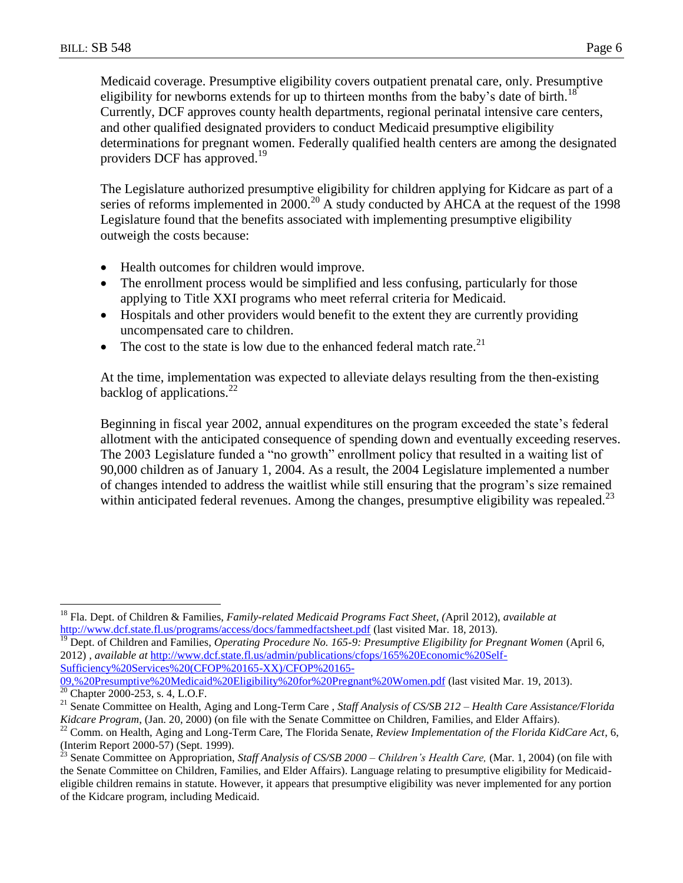Medicaid coverage. Presumptive eligibility covers outpatient prenatal care, only. Presumptive eligibility for newborns extends for up to thirteen months from the baby's date of birth.[18] Currently, DCF approves county health departments, regional perinatal intensive care centers, and other qualified designated providers to conduct Medicaid presumptive eligibility determinations for pregnant women. Federally qualified health centers are among the designated providers DCF has approved.[19]

The Legislature authorized presumptive eligibility for children applying for Kidcare as part of a series of reforms implemented in 2000.[20] A study conducted by AHCA at the request of the 1998 Legislature found that the benefits associated with implementing presumptive eligibility outweigh the costs because:

- Health outcomes for children would improve.
- The enrollment process would be simplified and less confusing, particularly for those applying to Title XXI programs who meet referral criteria for Medicaid.
- Hospitals and other providers would benefit to the extent they are currently providing uncompensated care to children.
- The cost to the state is low due to the enhanced federal match rate.[21]

At the time, implementation was expected to alleviate delays resulting from the then-existing backlog of applications.[22]

Beginning in fiscal year 2002, annual expenditures on the program exceeded the state's federal allotment with the anticipated consequence of spending down and eventually exceeding reserves. The 2003 Legislature funded a "no growth" enrollment policy that resulted in a waiting list of 90,000 children as of January 1, 2004. As a result, the 2004 Legislature implemented a number of changes intended to address the waitlist while still ensuring that the program's size remained within anticipated federal revenues. Among the changes, presumptive eligibility was repealed.[23]

---

[18] Fla. Dept. of Children & Families, *Family-related Medicaid Programs Fact Sheet, (*April 2012), *available at* http://www.dcf.state.fl.us/programs/access/docs/fammedfactsheet.pdf (last visited Mar. 18, 2013).

[19] Dept. of Children and Families, *Operating Procedure No. 165-9: Presumptive Eligibility for Pregnant Women* (April 6, 2012) , *available at* http://www.dcf.state.fl.us/admin/publications/cfops/165%20Economic%20Self-Sufficiency%20Services%20(CFOP%20165-XX)/CFOP%20165-09,%20Presumptive%20Medicaid%20Eligibility%20for%20Pregnant%20Women.pdf (last visited Mar. 19, 2013).

[20] Chapter 2000-253, s. 4, L.O.F.

[21] Senate Committee on Health, Aging and Long-Term Care , *Staff Analysis of CS/SB 212 – Health Care Assistance/Florida Kidcare Program*, (Jan. 20, 2000) (on file with the Senate Committee on Children, Families, and Elder Affairs).

[22] Comm. on Health, Aging and Long-Term Care, The Florida Senate, *Review Implementation of the Florida KidCare Act*, 6, (Interim Report 2000-57) (Sept. 1999).

[23] Senate Committee on Appropriation, *Staff Analysis of CS/SB 2000 – Children's Health Care,* (Mar. 1, 2004) (on file with the Senate Committee on Children, Families, and Elder Affairs). Language relating to presumptive eligibility for Medicaid-eligible children remains in statute. However, it appears that presumptive eligibility was never implemented for any portion of the Kidcare program, including Medicaid.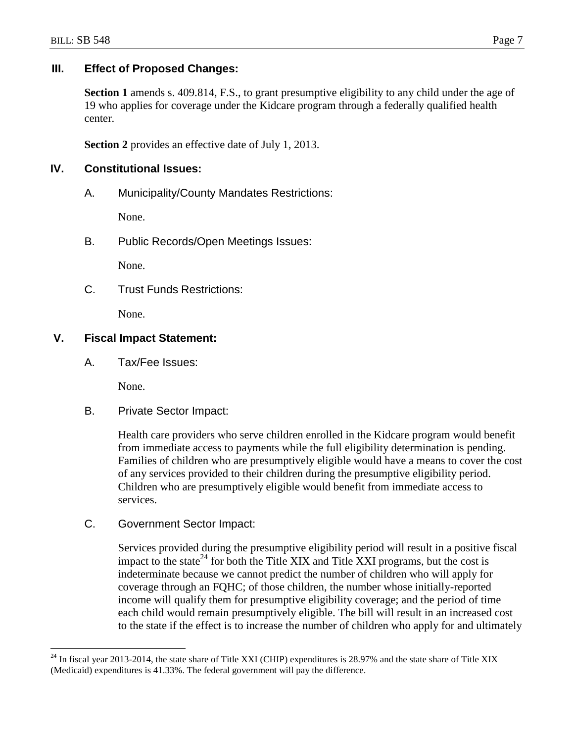## III. Effect of Proposed Changes:

**Section 1** amends s. 409.814, F.S., to grant presumptive eligibility to any child under the age of 19 who applies for coverage under the Kidcare program through a federally qualified health center.

**Section 2** provides an effective date of July 1, 2013.

## IV. Constitutional Issues:

A. Municipality/County Mandates Restrictions:

None.

B. Public Records/Open Meetings Issues:

None.

C. Trust Funds Restrictions:

None.

## V. Fiscal Impact Statement:

A. Tax/Fee Issues:

None.

B. Private Sector Impact:

Health care providers who serve children enrolled in the Kidcare program would benefit from immediate access to payments while the full eligibility determination is pending. Families of children who are presumptively eligible would have a means to cover the cost of any services provided to their children during the presumptive eligibility period. Children who are presumptively eligible would benefit from immediate access to services.

C. Government Sector Impact:

Services provided during the presumptive eligibility period will result in a positive fiscal impact to the state[24] for both the Title XIX and Title XXI programs, but the cost is indeterminate because we cannot predict the number of children who will apply for coverage through an FQHC; of those children, the number whose initially-reported income will qualify them for presumptive eligibility coverage; and the period of time each child would remain presumptively eligible. The bill will result in an increased cost to the state if the effect is to increase the number of children who apply for and ultimately

[24] In fiscal year 2013-2014, the state share of Title XXI (CHIP) expenditures is 28.97% and the state share of Title XIX (Medicaid) expenditures is 41.33%. The federal government will pay the difference.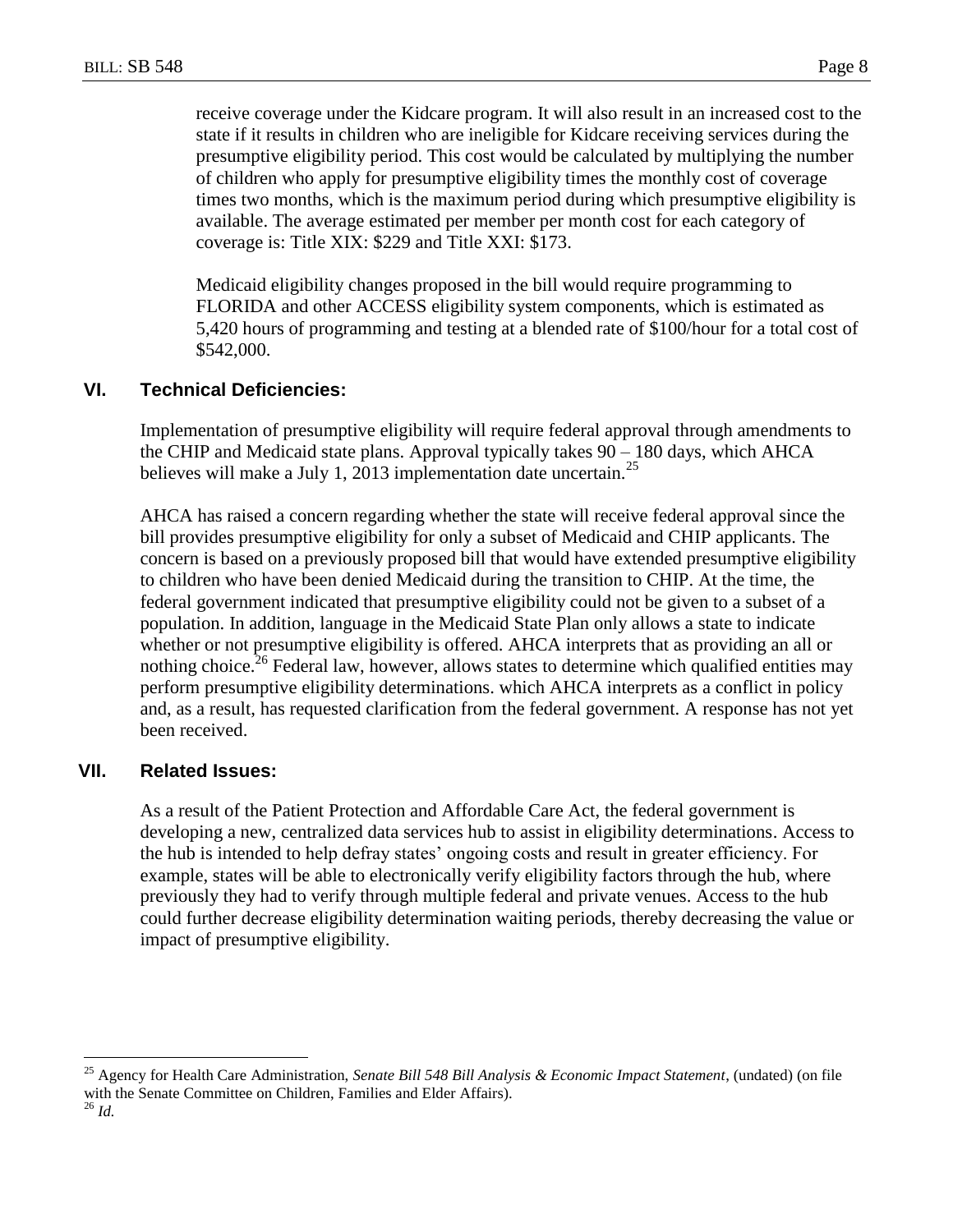receive coverage under the Kidcare program. It will also result in an increased cost to the state if it results in children who are ineligible for Kidcare receiving services during the presumptive eligibility period. This cost would be calculated by multiplying the number of children who apply for presumptive eligibility times the monthly cost of coverage times two months, which is the maximum period during which presumptive eligibility is available. The average estimated per member per month cost for each category of coverage is: Title XIX: $229 and Title XXI: $173.

Medicaid eligibility changes proposed in the bill would require programming to FLORIDA and other ACCESS eligibility system components, which is estimated as 5,420 hours of programming and testing at a blended rate of $100/hour for a total cost of $542,000.

## VI. Technical Deficiencies:

Implementation of presumptive eligibility will require federal approval through amendments to the CHIP and Medicaid state plans. Approval typically takes 90 – 180 days, which AHCA believes will make a July 1, 2013 implementation date uncertain.[25]

AHCA has raised a concern regarding whether the state will receive federal approval since the bill provides presumptive eligibility for only a subset of Medicaid and CHIP applicants. The concern is based on a previously proposed bill that would have extended presumptive eligibility to children who have been denied Medicaid during the transition to CHIP. At the time, the federal government indicated that presumptive eligibility could not be given to a subset of a population. In addition, language in the Medicaid State Plan only allows a state to indicate whether or not presumptive eligibility is offered. AHCA interprets that as providing an all or nothing choice.[26] Federal law, however, allows states to determine which qualified entities may perform presumptive eligibility determinations. which AHCA interprets as a conflict in policy and, as a result, has requested clarification from the federal government. A response has not yet been received.

## VII. Related Issues:

As a result of the Patient Protection and Affordable Care Act, the federal government is developing a new, centralized data services hub to assist in eligibility determinations. Access to the hub is intended to help defray states' ongoing costs and result in greater efficiency. For example, states will be able to electronically verify eligibility factors through the hub, where previously they had to verify through multiple federal and private venues. Access to the hub could further decrease eligibility determination waiting periods, thereby decreasing the value or impact of presumptive eligibility.

---

[25] Agency for Health Care Administration, *Senate Bill 548 Bill Analysis & Economic Impact Statement*, (undated) (on file with the Senate Committee on Children, Families and Elder Affairs).

[26] *Id.*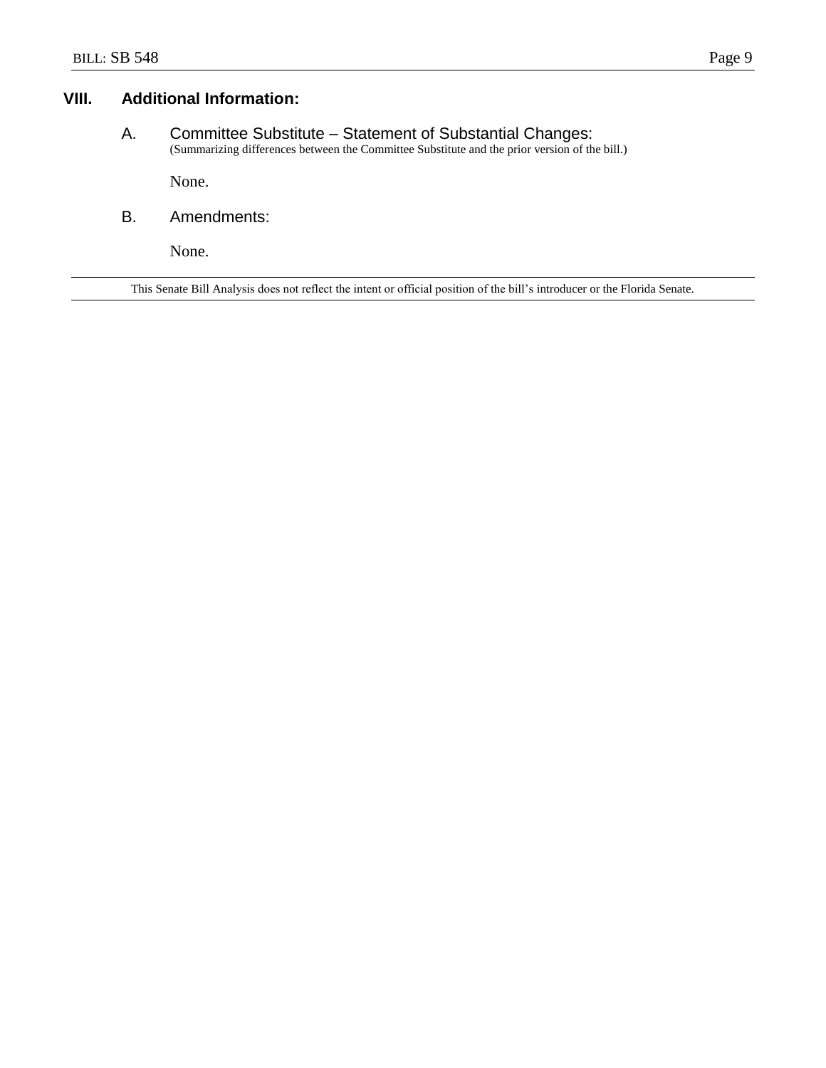## VIII. Additional Information:

### A. Committee Substitute – Statement of Substantial Changes:

(Summarizing differences between the Committee Substitute and the prior version of the bill.)

None.

### B. Amendments:

None.

This Senate Bill Analysis does not reflect the intent or official position of the bill's introducer or the Florida Senate.